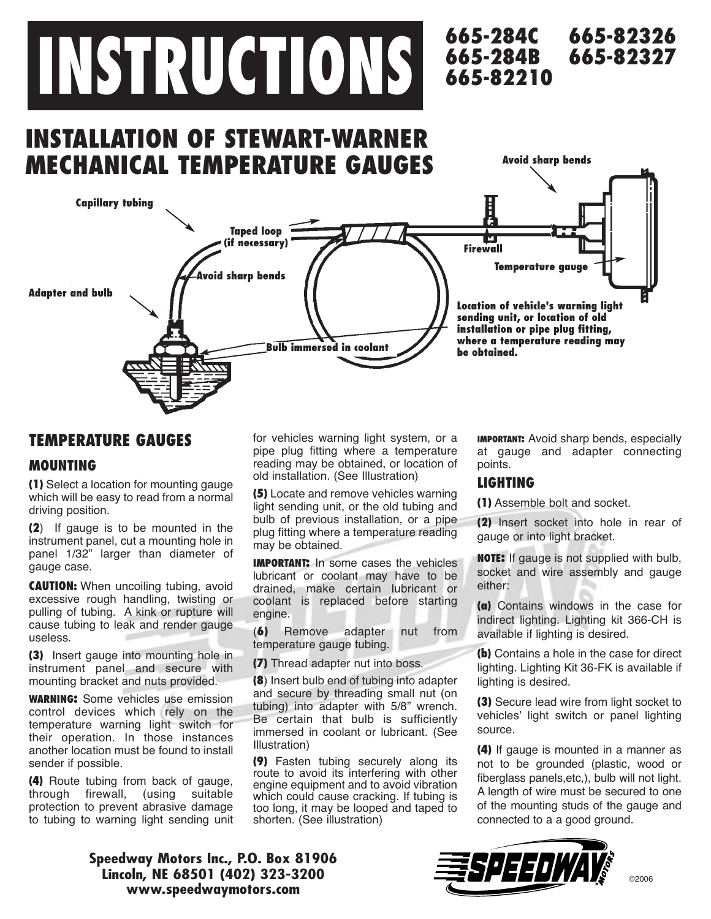# INSTRUCTIONS

**665-284C 665-82326**
**665-284B 665-82327**
**665-82210**

## INSTALLATION OF STEWART-WARNER MECHANICAL TEMPERATURE GAUGES

Avoid sharp bends

Capillary tubing

Taped loop (if necessary)

Firewall

Temperature gauge

Avoid sharp bends

Adapter and bulb

Location of vehicle's warning light sending unit, or location of old installation or pipe plug fitting, where a temperature reading may be obtained.

Bulb immersed in coolant

## TEMPERATURE GAUGES

### MOUNTING

**(1)** Select a location for mounting gauge which will be easy to read from a normal driving position.

**(2**) If gauge is to be mounted in the instrument panel, cut a mounting hole in panel 1/32" larger than diameter of gauge case.

**CAUTION:** When uncoiling tubing, avoid excessive rough handling, twisting or pulling of tubing. A kink or rupture will cause tubing to leak and render gauge useless.

**(3)** Insert gauge into mounting hole in instrument panel and secure with mounting bracket and nuts provided.

**WARNING:** Some vehicles use emission control devices which rely on the temperature warning light switch for their operation. In those instances another location must be found to install sender if possible.

**(4)** Route tubing from back of gauge, through firewall, (using suitable protection to prevent abrasive damage to tubing to warning light sending unit for vehicles warning light system, or a pipe plug fitting where a temperature reading may be obtained, or location of old installation. (See Illustration)

**(5)** Locate and remove vehicles warning light sending unit, or the old tubing and bulb of previous installation, or a pipe plug fitting where a temperature reading may be obtained.

**IMPORTANT:** In some cases the vehicles lubricant or coolant may have to be drained, make certain lubricant or coolant is replaced before starting engine.

(**6)** Remove adapter nut from temperature gauge tubing.

**(7)** Thread adapter nut into boss.

**(8**) Insert bulb end of tubing into adapter and secure by threading small nut (on tubing) into adapter with 5/8" wrench. Be certain that bulb is sufficiently immersed in coolant or lubricant. (See Illustration)

**(9)** Fasten tubing securely along its route to avoid its interfering with other engine equipment and to avoid vibration which could cause cracking. If tubing is too long, it may be looped and taped to shorten. (See illustration)

**IMPORTANT:** Avoid sharp bends, especially at gauge and adapter connecting points.

### LIGHTING

**(1)** Assemble bolt and socket.

**(2)** Insert socket into hole in rear of gauge or into light bracket.

**NOTE:** If gauge is not supplied with bulb, socket and wire assembly and gauge either:

**(a)** Contains windows in the case for indirect lighting. Lighting kit 366-CH is available if lighting is desired.

**(b)** Contains a hole in the case for direct lighting. Lighting Kit 36-FK is available if lighting is desired.

**(3)** Secure lead wire from light socket to vehicles' light switch or panel lighting source.

**(4)** If gauge is mounted in a manner as not to be grounded (plastic, wood or fiberglass panels,etc,), bulb will not light. A length of wire must be secured to one of the mounting studs of the gauge and connected to a a good ground.

**Speedway Motors Inc., P.O. Box 81906**
**Lincoln, NE 68501 (402) 323-3200**
**www.speedwaymotors.com**

©2006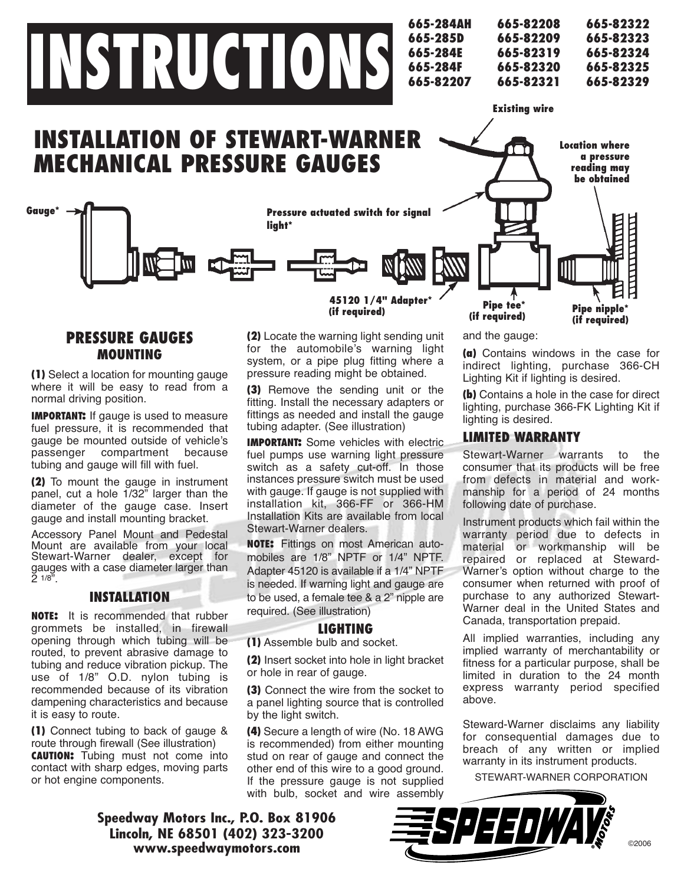# INSTRUCTIONS

| | | |
|---|---|---|
| 665-284AH | 665-82208 | 665-82322 |
| 665-285D | 665-82209 | 665-82323 |
| 665-284E | 665-82319 | 665-82324 |
| 665-284F | 665-82320 | 665-82325 |
| 665-82207 | 665-82321 | 665-82329 |

## INSTALLATION OF STEWART-WARNER MECHANICAL PRESSURE GAUGES

Existing wire

Location where a pressure reading may be obtained

Gauge*

Pressure actuated switch for signal light*

45120 1/4" Adapter* (if required)

Pipe tee* (if required)

Pipe nipple* (if required)

## PRESSURE GAUGES

### MOUNTING

**(1)** Select a location for mounting gauge where it will be easy to read from a normal driving position.

**IMPORTANT:** If gauge is used to measure fuel pressure, it is recommended that gauge be mounted outside of vehicle's passenger compartment because tubing and gauge will fill with fuel.

**(2)** To mount the gauge in instrument panel, cut a hole 1/32" larger than the diameter of the gauge case. Insert gauge and install mounting bracket.

Accessory Panel Mount and Pedestal Mount are available from your local Stewart-Warner dealer, except for gauges with a case diameter larger than 2 1/8".

### INSTALLATION

**NOTE:** It is recommended that rubber grommets be installed, in firewall opening through which tubing will be routed, to prevent abrasive damage to tubing and reduce vibration pickup. The use of 1/8" O.D. nylon tubing is recommended because of its vibration dampening characteristics and because it is easy to route.

**(1)** Connect tubing to back of gauge & route through firewall (See illustration)

**CAUTION:** Tubing must not come into contact with sharp edges, moving parts or hot engine components.

**(2)** Locate the warning light sending unit for the automobile's warning light system, or a pipe plug fitting where a pressure reading might be obtained.

**(3)** Remove the sending unit or the fitting. Install the necessary adapters or fittings as needed and install the gauge tubing adapter. (See illustration)

**IMPORTANT:** Some vehicles with electric fuel pumps use warning light pressure switch as a safety cut-off. In those instances pressure switch must be used with gauge. If gauge is not supplied with installation kit, 366-FF or 366-HM Installation Kits are available from local Stewart-Warner dealers.

**NOTE:** Fittings on most American automobiles are 1/8" NPTF or 1/4" NPTF. Adapter 45120 is available if a 1/4" NPTF is needed. If warning light and gauge are to be used, a female tee & a 2" nipple are required. (See illustration)

### LIGHTING

**(1)** Assemble bulb and socket.

**(2)** Insert socket into hole in light bracket or hole in rear of gauge.

**(3)** Connect the wire from the socket to a panel lighting source that is controlled by the light switch.

**(4)** Secure a length of wire (No. 18 AWG is recommended) from either mounting stud on rear of gauge and connect the other end of this wire to a good ground. If the pressure gauge is not supplied with bulb, socket and wire assembly and the gauge:

**(a)** Contains windows in the case for indirect lighting, purchase 366-CH Lighting Kit if lighting is desired.

**(b)** Contains a hole in the case for direct lighting, purchase 366-FK Lighting Kit if lighting is desired.

### LIMITED WARRANTY

Stewart-Warner warrants to the consumer that its products will be free from defects in material and workmanship for a period of 24 months following date of purchase.

Instrument products which fail within the warranty period due to defects in material or workmanship will be repaired or replaced at Steward-Warner's option without charge to the consumer when returned with proof of purchase to any authorized Stewart-Warner deal in the United States and Canada, transportation prepaid.

All implied warranties, including any implied warranty of merchantability or fitness for a particular purpose, shall be limited in duration to the 24 month express warranty period specified above.

Steward-Warner disclaims any liability for consequential damages due to breach of any written or implied warranty in its instrument products.

STEWART-WARNER CORPORATION

**Speedway Motors Inc., P.O. Box 81906**
**Lincoln, NE 68501 (402) 323-3200**
**www.speedwaymotors.com**

SPEEDWAY MOTORS

©2006